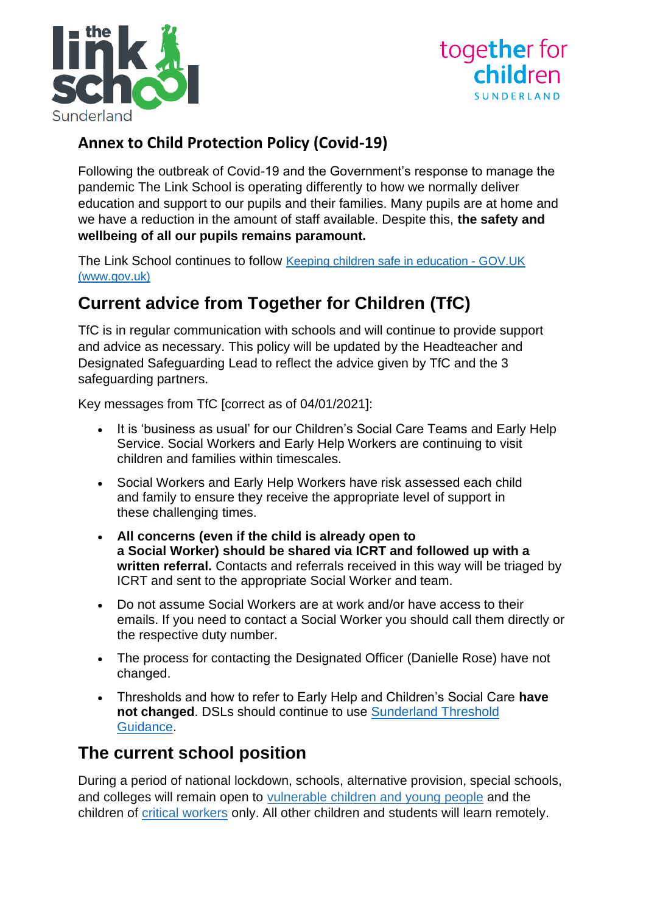## Annex to Child Protection Policy (Covid-19)

Following the outbreak of Covid-19 and the Government's response to manage the pandemic The Link School is operating differently to how we normally deliver education and support to our pupils and their families. Many pupils are at home and we have a reduction in the amount of staff available. Despite this, **the safety and wellbeing of all our pupils remains paramount.**

The Link School continues to follow Keeping children safe in education - GOV.UK (www.gov.uk)

## Current advice from Together for Children (TfC)

TfC is in regular communication with schools and will continue to provide support and advice as necessary. This policy will be updated by the Headteacher and Designated Safeguarding Lead to reflect the advice given by TfC and the 3 safeguarding partners.

Key messages from TfC [correct as of 04/01/2021]:

- It is 'business as usual' for our Children's Social Care Teams and Early Help Service. Social Workers and Early Help Workers are continuing to visit children and families within timescales.
- Social Workers and Early Help Workers have risk assessed each child and family to ensure they receive the appropriate level of support in these challenging times.
- **All concerns (even if the child is already open to a Social Worker) should be shared via ICRT and followed up with a written referral.** Contacts and referrals received in this way will be triaged by ICRT and sent to the appropriate Social Worker and team.
- Do not assume Social Workers are at work and/or have access to their emails. If you need to contact a Social Worker you should call them directly or the respective duty number.
- The process for contacting the Designated Officer (Danielle Rose) have not changed.
- Thresholds and how to refer to Early Help and Children's Social Care **have not changed**. DSLs should continue to use Sunderland Threshold Guidance.

## The current school position

During a period of national lockdown, schools, alternative provision, special schools, and colleges will remain open to vulnerable children and young people and the children of critical workers only. All other children and students will learn remotely.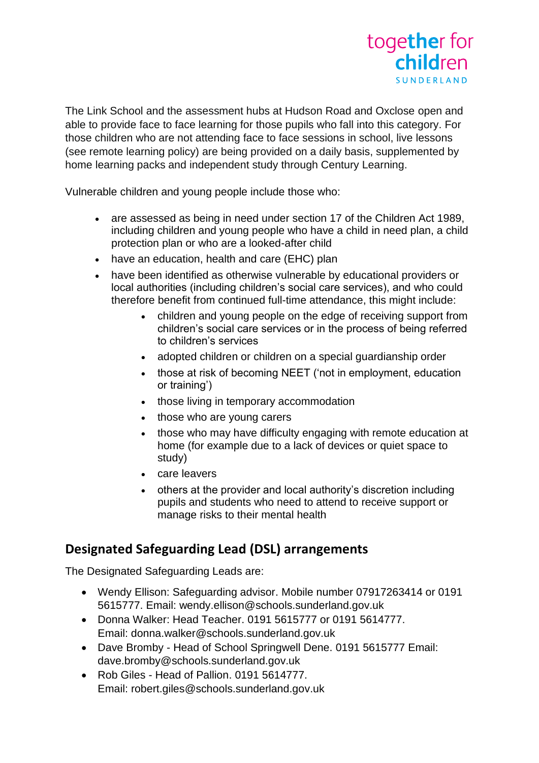The Link School and the assessment hubs at Hudson Road and Oxclose open and able to provide face to face learning for those pupils who fall into this category. For those children who are not attending face to face sessions in school, live lessons (see remote learning policy) are being provided on a daily basis, supplemented by home learning packs and independent study through Century Learning.

Vulnerable children and young people include those who:

- are assessed as being in need under section 17 of the Children Act 1989, including children and young people who have a child in need plan, a child protection plan or who are a looked-after child
- have an education, health and care (EHC) plan
- have been identified as otherwise vulnerable by educational providers or local authorities (including children's social care services), and who could therefore benefit from continued full-time attendance, this might include:
    - children and young people on the edge of receiving support from children's social care services or in the process of being referred to children's services
    - adopted children or children on a special guardianship order
    - those at risk of becoming NEET ('not in employment, education or training')
    - those living in temporary accommodation
    - those who are young carers
    - those who may have difficulty engaging with remote education at home (for example due to a lack of devices or quiet space to study)
    - care leavers
    - others at the provider and local authority's discretion including pupils and students who need to attend to receive support or manage risks to their mental health

## Designated Safeguarding Lead (DSL) arrangements

The Designated Safeguarding Leads are:

- Wendy Ellison: Safeguarding advisor. Mobile number 07917263414 or 0191 5615777. Email: wendy.ellison@schools.sunderland.gov.uk
- Donna Walker: Head Teacher. 0191 5615777 or 0191 5614777. Email: donna.walker@schools.sunderland.gov.uk
- Dave Bromby - Head of School Springwell Dene. 0191 5615777 Email: dave.bromby@schools.sunderland.gov.uk
- Rob Giles - Head of Pallion. 0191 5614777. Email: robert.giles@schools.sunderland.gov.uk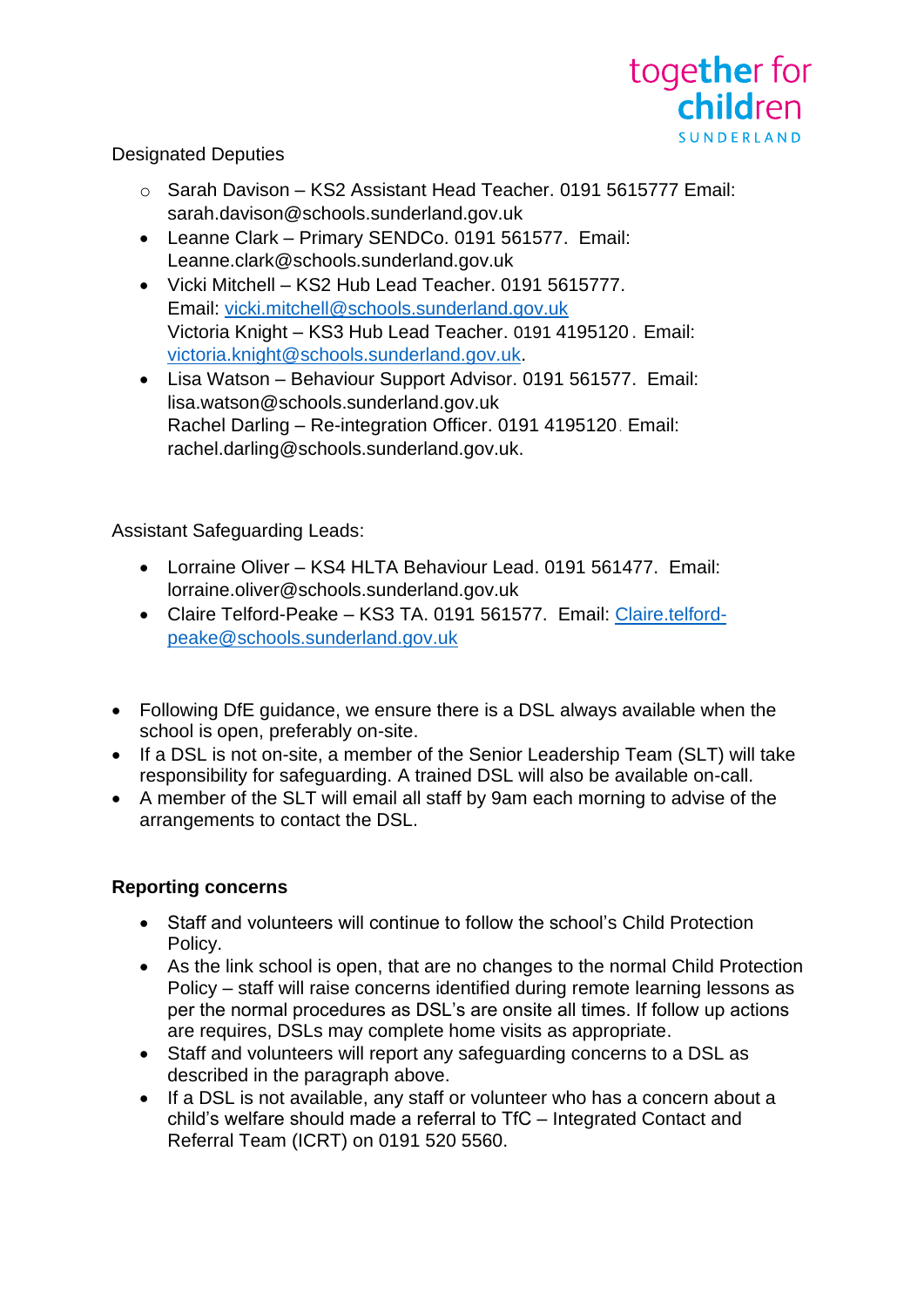Designated Deputies

- Sarah Davison – KS2 Assistant Head Teacher. 0191 5615777 Email: sarah.davison@schools.sunderland.gov.uk
- Leanne Clark – Primary SENDCo. 0191 561577. Email: Leanne.clark@schools.sunderland.gov.uk
- Vicki Mitchell – KS2 Hub Lead Teacher. 0191 5615777. Email: vicki.mitchell@schools.sunderland.gov.uk
  Victoria Knight – KS3 Hub Lead Teacher. 0191 4195120. Email: victoria.knight@schools.sunderland.gov.uk.
- Lisa Watson – Behaviour Support Advisor. 0191 561577. Email: lisa.watson@schools.sunderland.gov.uk
  Rachel Darling – Re-integration Officer. 0191 4195120. Email: rachel.darling@schools.sunderland.gov.uk.

Assistant Safeguarding Leads:

- Lorraine Oliver – KS4 HLTA Behaviour Lead. 0191 561477. Email: lorraine.oliver@schools.sunderland.gov.uk
- Claire Telford-Peake – KS3 TA. 0191 561577. Email: Claire.telford-peake@schools.sunderland.gov.uk

- Following DfE guidance, we ensure there is a DSL always available when the school is open, preferably on-site.
- If a DSL is not on-site, a member of the Senior Leadership Team (SLT) will take responsibility for safeguarding. A trained DSL will also be available on-call.
- A member of the SLT will email all staff by 9am each morning to advise of the arrangements to contact the DSL.

**Reporting concerns**

- Staff and volunteers will continue to follow the school's Child Protection Policy.
- As the link school is open, that are no changes to the normal Child Protection Policy – staff will raise concerns identified during remote learning lessons as per the normal procedures as DSL's are onsite all times. If follow up actions are requires, DSLs may complete home visits as appropriate.
- Staff and volunteers will report any safeguarding concerns to a DSL as described in the paragraph above.
- If a DSL is not available, any staff or volunteer who has a concern about a child's welfare should made a referral to TfC – Integrated Contact and Referral Team (ICRT) on 0191 520 5560.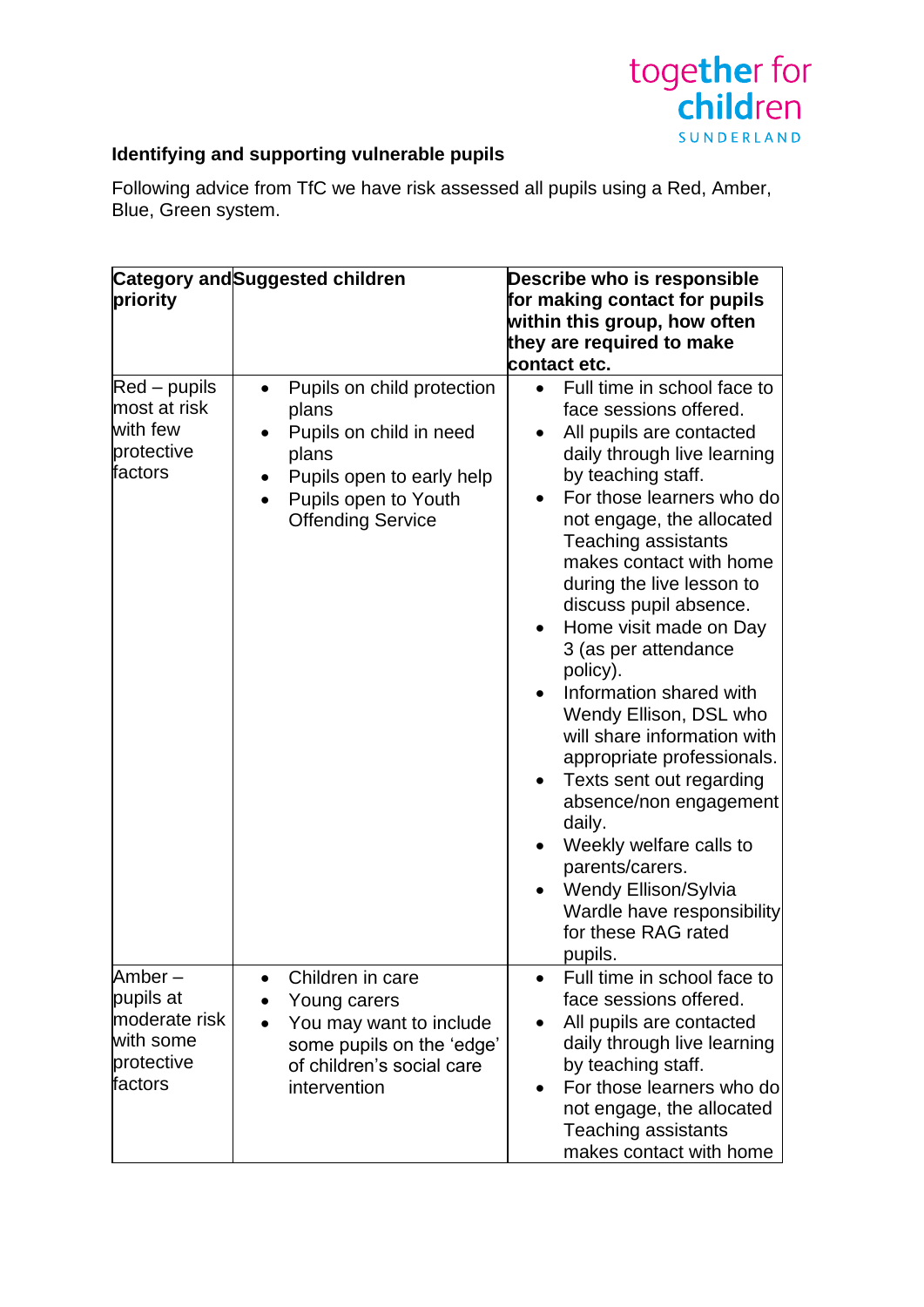together for children SUNDERLAND

**Identifying and supporting vulnerable pupils**

Following advice from TfC we have risk assessed all pupils using a Red, Amber, Blue, Green system.

| **Category and priority** | **Suggested children** | **Describe who is responsible for making contact for pupils within this group, how often they are required to make contact etc.** |
|---|---|---|
| Red – pupils most at risk with few protective factors | • Pupils on child protection plans<br>• Pupils on child in need plans<br>• Pupils open to early help<br>• Pupils open to Youth Offending Service | • Full time in school face to face sessions offered.<br>• All pupils are contacted daily through live learning by teaching staff.<br>• For those learners who do not engage, the allocated Teaching assistants makes contact with home during the live lesson to discuss pupil absence.<br>• Home visit made on Day 3 (as per attendance policy).<br>• Information shared with Wendy Ellison, DSL who will share information with appropriate professionals.<br>• Texts sent out regarding absence/non engagement daily.<br>• Weekly welfare calls to parents/carers.<br>• Wendy Ellison/Sylvia Wardle have responsibility for these RAG rated pupils. |
| Amber – pupils at moderate risk with some protective factors | • Children in care<br>• Young carers<br>• You may want to include some pupils on the 'edge' of children's social care intervention | • Full time in school face to face sessions offered.<br>• All pupils are contacted daily through live learning by teaching staff.<br>• For those learners who do not engage, the allocated Teaching assistants makes contact with home |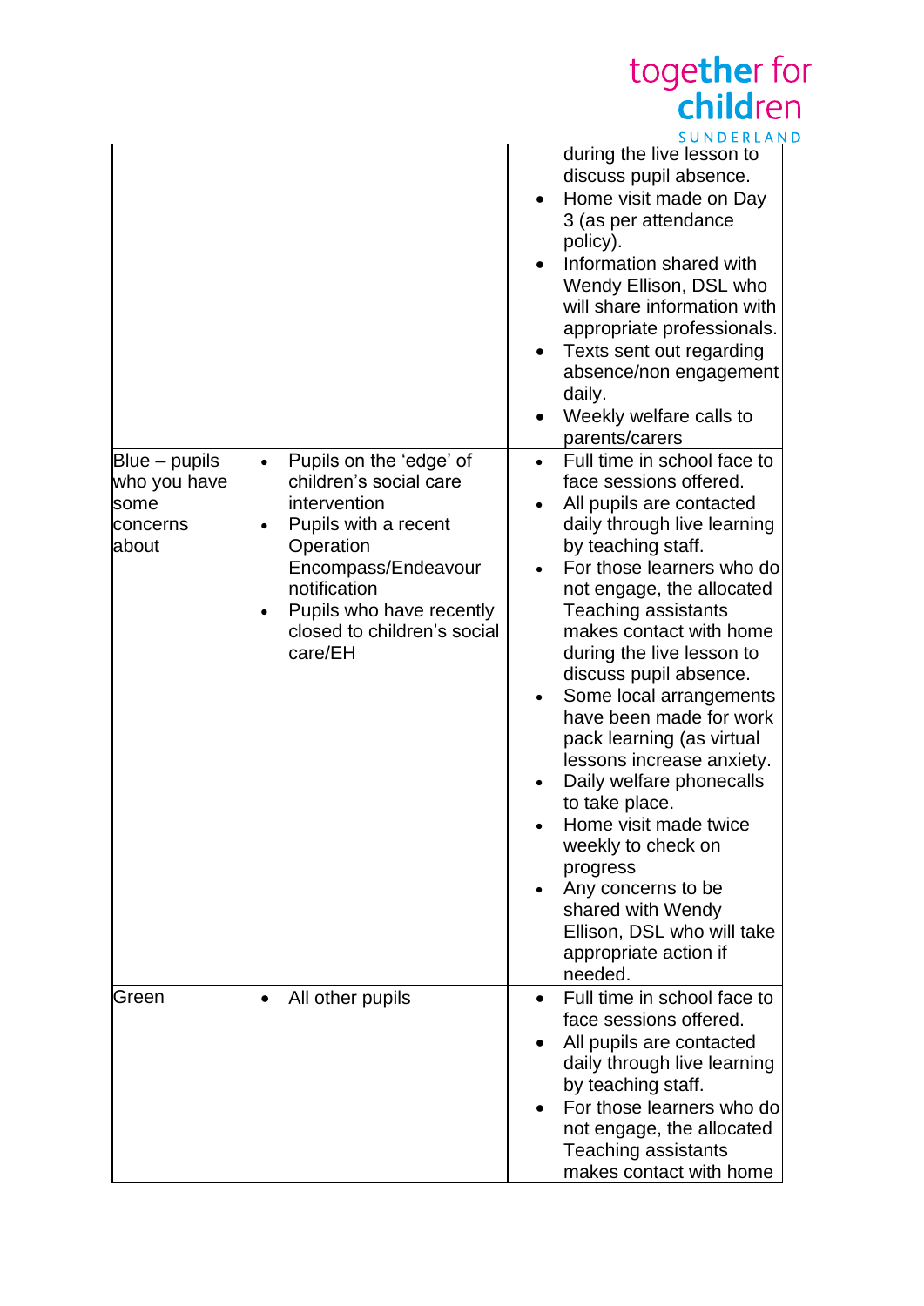| | | |
|---|---|---|
| | | during the live lesson to discuss pupil absence.<br>• Home visit made on Day 3 (as per attendance policy).<br>• Information shared with Wendy Ellison, DSL who will share information with appropriate professionals.<br>• Texts sent out regarding absence/non engagement daily.<br>• Weekly welfare calls to parents/carers |
| Blue – pupils who you have some concerns about | • Pupils on the 'edge' of children's social care intervention<br>• Pupils with a recent Operation Encompass/Endeavour notification<br>• Pupils who have recently closed to children's social care/EH | • Full time in school face to face sessions offered.<br>• All pupils are contacted daily through live learning by teaching staff.<br>• For those learners who do not engage, the allocated Teaching assistants makes contact with home during the live lesson to discuss pupil absence.<br>• Some local arrangements have been made for work pack learning (as virtual lessons increase anxiety.<br>• Daily welfare phonecalls to take place.<br>• Home visit made twice weekly to check on progress<br>• Any concerns to be shared with Wendy Ellison, DSL who will take appropriate action if needed. |
| Green | • All other pupils | • Full time in school face to face sessions offered.<br>• All pupils are contacted daily through live learning by teaching staff.<br>• For those learners who do not engage, the allocated Teaching assistants makes contact with home |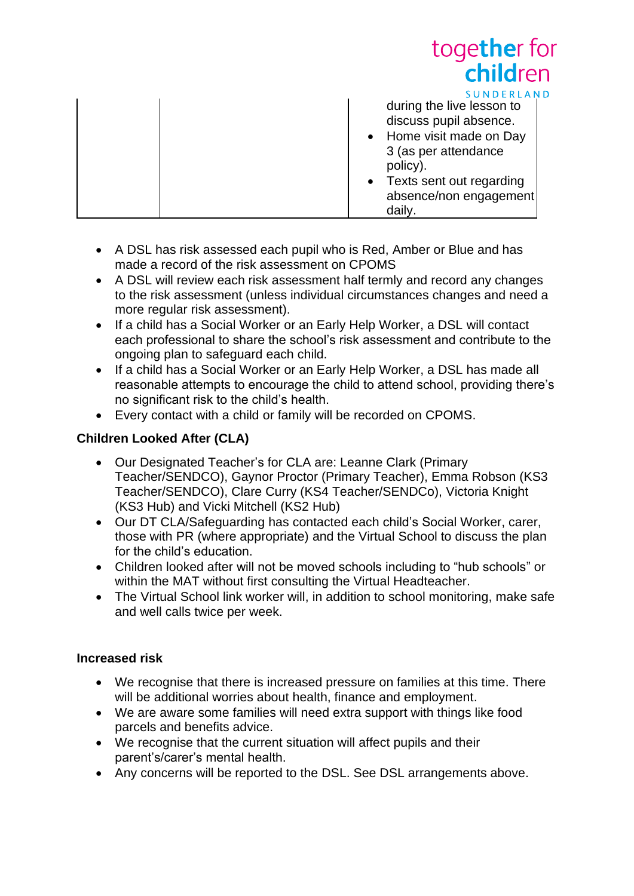| | | during the live lesson to discuss pupil absence.<br>• Home visit made on Day 3 (as per attendance policy).<br>• Texts sent out regarding absence/non engagement daily. |
|---|---|---|

- A DSL has risk assessed each pupil who is Red, Amber or Blue and has made a record of the risk assessment on CPOMS
- A DSL will review each risk assessment half termly and record any changes to the risk assessment (unless individual circumstances changes and need a more regular risk assessment).
- If a child has a Social Worker or an Early Help Worker, a DSL will contact each professional to share the school's risk assessment and contribute to the ongoing plan to safeguard each child.
- If a child has a Social Worker or an Early Help Worker, a DSL has made all reasonable attempts to encourage the child to attend school, providing there's no significant risk to the child's health.
- Every contact with a child or family will be recorded on CPOMS.

**Children Looked After (CLA)**

- Our Designated Teacher's for CLA are: Leanne Clark (Primary Teacher/SENDCO), Gaynor Proctor (Primary Teacher), Emma Robson (KS3 Teacher/SENDCO), Clare Curry (KS4 Teacher/SENDCo), Victoria Knight (KS3 Hub) and Vicki Mitchell (KS2 Hub)
- Our DT CLA/Safeguarding has contacted each child's Social Worker, carer, those with PR (where appropriate) and the Virtual School to discuss the plan for the child's education.
- Children looked after will not be moved schools including to "hub schools" or within the MAT without first consulting the Virtual Headteacher.
- The Virtual School link worker will, in addition to school monitoring, make safe and well calls twice per week.

**Increased risk**

- We recognise that there is increased pressure on families at this time. There will be additional worries about health, finance and employment.
- We are aware some families will need extra support with things like food parcels and benefits advice.
- We recognise that the current situation will affect pupils and their parent's/carer's mental health.
- Any concerns will be reported to the DSL. See DSL arrangements above.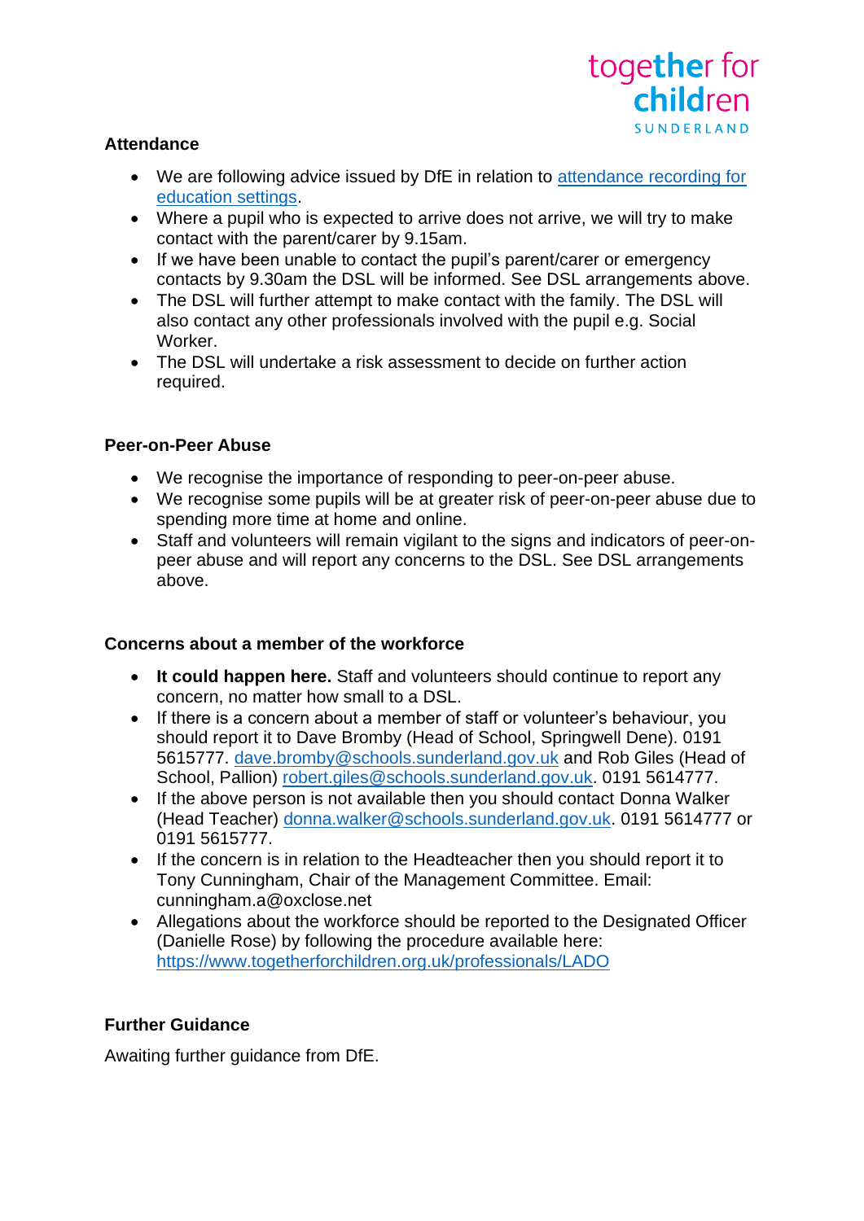## Attendance

- We are following advice issued by DfE in relation to [attendance recording for education settings](attendance recording for education settings).
- Where a pupil who is expected to arrive does not arrive, we will try to make contact with the parent/carer by 9.15am.
- If we have been unable to contact the pupil's parent/carer or emergency contacts by 9.30am the DSL will be informed. See DSL arrangements above.
- The DSL will further attempt to make contact with the family. The DSL will also contact any other professionals involved with the pupil e.g. Social Worker.
- The DSL will undertake a risk assessment to decide on further action required.

## Peer-on-Peer Abuse

- We recognise the importance of responding to peer-on-peer abuse.
- We recognise some pupils will be at greater risk of peer-on-peer abuse due to spending more time at home and online.
- Staff and volunteers will remain vigilant to the signs and indicators of peer-on-peer abuse and will report any concerns to the DSL. See DSL arrangements above.

## Concerns about a member of the workforce

- **It could happen here.** Staff and volunteers should continue to report any concern, no matter how small to a DSL.
- If there is a concern about a member of staff or volunteer's behaviour, you should report it to Dave Bromby (Head of School, Springwell Dene). 0191 5615777. dave.bromby@schools.sunderland.gov.uk and Rob Giles (Head of School, Pallion) robert.giles@schools.sunderland.gov.uk. 0191 5614777.
- If the above person is not available then you should contact Donna Walker (Head Teacher) donna.walker@schools.sunderland.gov.uk. 0191 5614777 or 0191 5615777.
- If the concern is in relation to the Headteacher then you should report it to Tony Cunningham, Chair of the Management Committee. Email: cunningham.a@oxclose.net
- Allegations about the workforce should be reported to the Designated Officer (Danielle Rose) by following the procedure available here: https://www.togetherforchildren.org.uk/professionals/LADO

## Further Guidance

Awaiting further guidance from DfE.